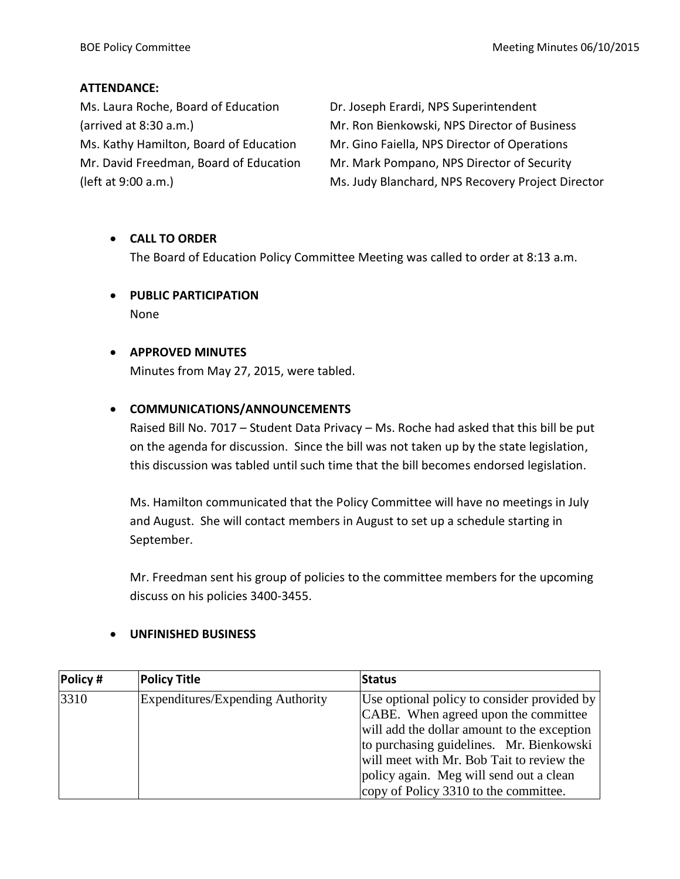**ATTENDANCE:**

Ms. Laura Roche, Board of Education (arrived at 8:30 a.m.)
Ms. Kathy Hamilton, Board of Education
Mr. David Freedman, Board of Education (left at 9:00 a.m.)

Dr. Joseph Erardi, NPS Superintendent
Mr. Ron Bienkowski, NPS Director of Business
Mr. Gino Faiella, NPS Director of Operations
Mr. Mark Pompano, NPS Director of Security
Ms. Judy Blanchard, NPS Recovery Project Director

- **CALL TO ORDER**
  The Board of Education Policy Committee Meeting was called to order at 8:13 a.m.

- **PUBLIC PARTICIPATION**
  None

- **APPROVED MINUTES**
  Minutes from May 27, 2015, were tabled.

- **COMMUNICATIONS/ANNOUNCEMENTS**
  Raised Bill No. 7017 – Student Data Privacy – Ms. Roche had asked that this bill be put on the agenda for discussion. Since the bill was not taken up by the state legislation, this discussion was tabled until such time that the bill becomes endorsed legislation.

  Ms. Hamilton communicated that the Policy Committee will have no meetings in July and August. She will contact members in August to set up a schedule starting in September.

  Mr. Freedman sent his group of policies to the committee members for the upcoming discuss on his policies 3400-3455.

- **UNFINISHED BUSINESS**

| Policy # | Policy Title | Status |
|---|---|---|
| 3310 | Expenditures/Expending Authority | Use optional policy to consider provided by CABE. When agreed upon the committee will add the dollar amount to the exception to purchasing guidelines. Mr. Bienkowski will meet with Mr. Bob Tait to review the policy again. Meg will send out a clean copy of Policy 3310 to the committee. |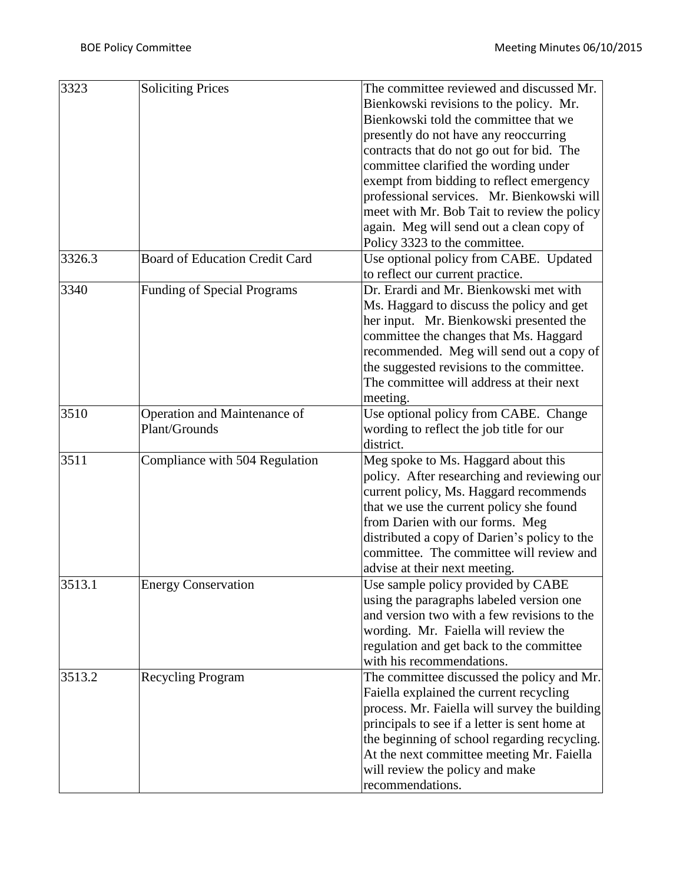| | | |
|---|---|---|
| 3323 | Soliciting Prices | The committee reviewed and discussed Mr. Bienkowski revisions to the policy. Mr. Bienkowski told the committee that we presently do not have any reoccurring contracts that do not go out for bid. The committee clarified the wording under exempt from bidding to reflect emergency professional services. Mr. Bienkowski will meet with Mr. Bob Tait to review the policy again. Meg will send out a clean copy of Policy 3323 to the committee. |
| 3326.3 | Board of Education Credit Card | Use optional policy from CABE. Updated to reflect our current practice. |
| 3340 | Funding of Special Programs | Dr. Erardi and Mr. Bienkowski met with Ms. Haggard to discuss the policy and get her input. Mr. Bienkowski presented the committee the changes that Ms. Haggard recommended. Meg will send out a copy of the suggested revisions to the committee. The committee will address at their next meeting. |
| 3510 | Operation and Maintenance of Plant/Grounds | Use optional policy from CABE. Change wording to reflect the job title for our district. |
| 3511 | Compliance with 504 Regulation | Meg spoke to Ms. Haggard about this policy. After researching and reviewing our current policy, Ms. Haggard recommends that we use the current policy she found from Darien with our forms. Meg distributed a copy of Darien's policy to the committee. The committee will review and advise at their next meeting. |
| 3513.1 | Energy Conservation | Use sample policy provided by CABE using the paragraphs labeled version one and version two with a few revisions to the wording. Mr. Faiella will review the regulation and get back to the committee with his recommendations. |
| 3513.2 | Recycling Program | The committee discussed the policy and Mr. Faiella explained the current recycling process. Mr. Faiella will survey the building principals to see if a letter is sent home at the beginning of school regarding recycling. At the next committee meeting Mr. Faiella will review the policy and make recommendations. |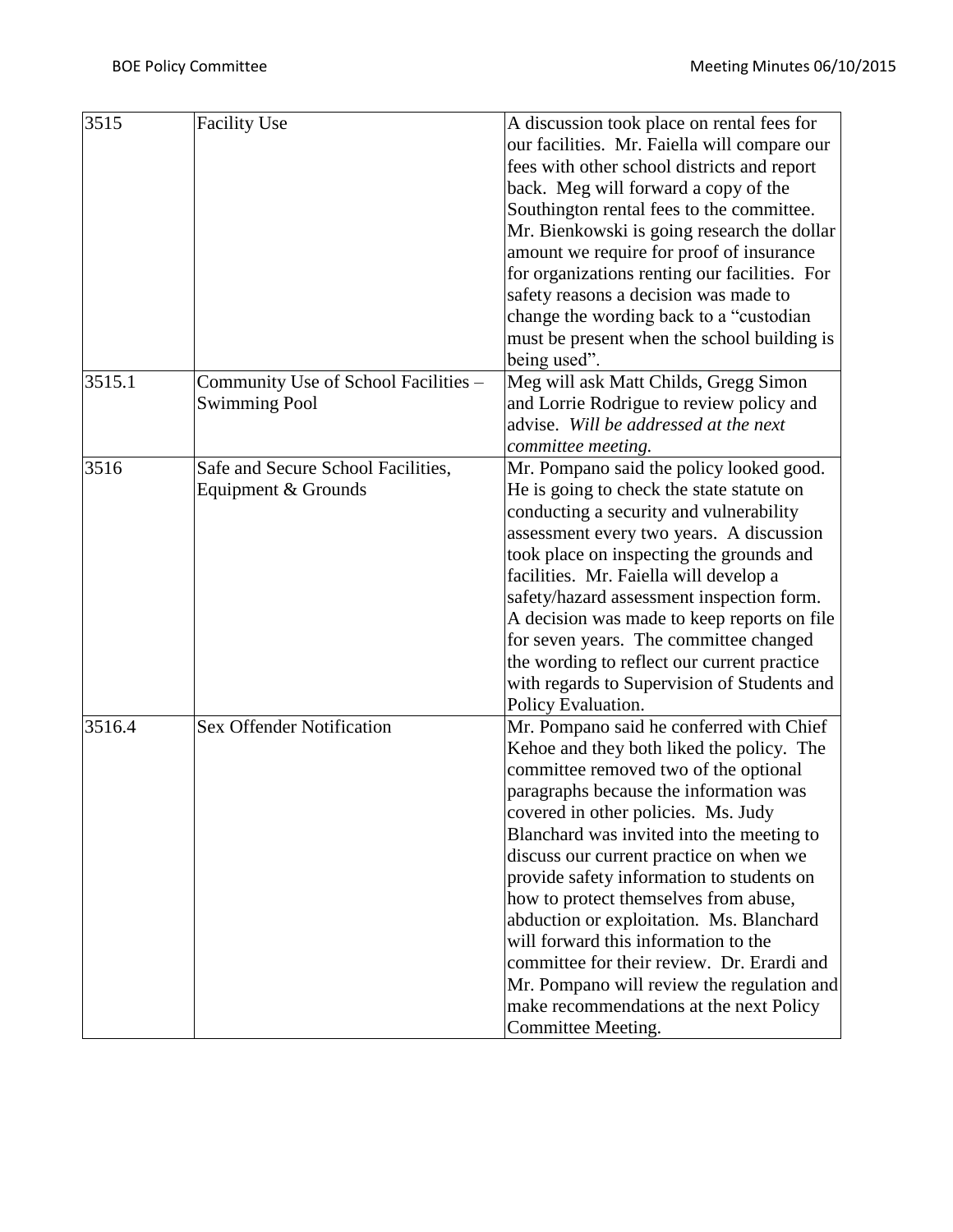| 3515 | Facility Use | A discussion took place on rental fees for our facilities. Mr. Faiella will compare our fees with other school districts and report back. Meg will forward a copy of the Southington rental fees to the committee. Mr. Bienkowski is going research the dollar amount we require for proof of insurance for organizations renting our facilities. For safety reasons a decision was made to change the wording back to a "custodian must be present when the school building is being used". |
|---|---|---|
| 3515.1 | Community Use of School Facilities – Swimming Pool | Meg will ask Matt Childs, Gregg Simon and Lorrie Rodrigue to review policy and advise. *Will be addressed at the next committee meeting.* |
| 3516 | Safe and Secure School Facilities, Equipment & Grounds | Mr. Pompano said the policy looked good. He is going to check the state statute on conducting a security and vulnerability assessment every two years. A discussion took place on inspecting the grounds and facilities. Mr. Faiella will develop a safety/hazard assessment inspection form. A decision was made to keep reports on file for seven years. The committee changed the wording to reflect our current practice with regards to Supervision of Students and Policy Evaluation. |
| 3516.4 | Sex Offender Notification | Mr. Pompano said he conferred with Chief Kehoe and they both liked the policy. The committee removed two of the optional paragraphs because the information was covered in other policies. Ms. Judy Blanchard was invited into the meeting to discuss our current practice on when we provide safety information to students on how to protect themselves from abuse, abduction or exploitation. Ms. Blanchard will forward this information to the committee for their review. Dr. Erardi and Mr. Pompano will review the regulation and make recommendations at the next Policy Committee Meeting. |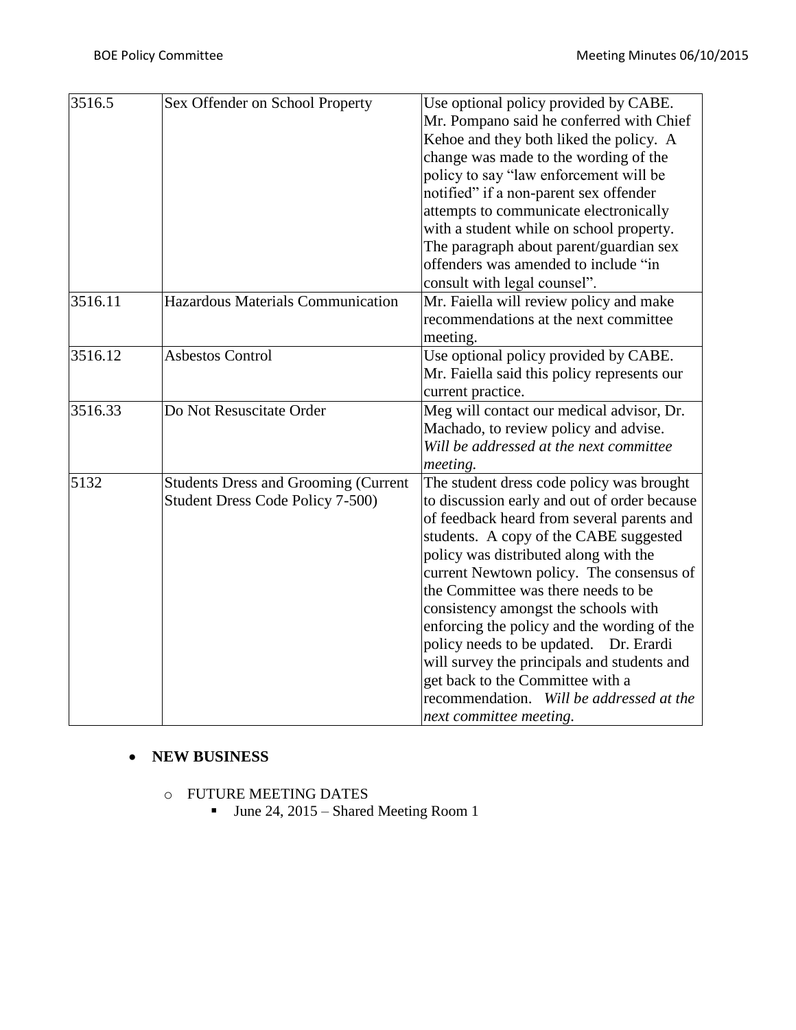| 3516.5 | Sex Offender on School Property | Use optional policy provided by CABE. Mr. Pompano said he conferred with Chief Kehoe and they both liked the policy. A change was made to the wording of the policy to say "law enforcement will be notified" if a non-parent sex offender attempts to communicate electronically with a student while on school property. The paragraph about parent/guardian sex offenders was amended to include "in consult with legal counsel". |
|---|---|---|
| 3516.11 | Hazardous Materials Communication | Mr. Faiella will review policy and make recommendations at the next committee meeting. |
| 3516.12 | Asbestos Control | Use optional policy provided by CABE. Mr. Faiella said this policy represents our current practice. |
| 3516.33 | Do Not Resuscitate Order | Meg will contact our medical advisor, Dr. Machado, to review policy and advise. *Will be addressed at the next committee meeting.* |
| 5132 | Students Dress and Grooming (Current Student Dress Code Policy 7-500) | The student dress code policy was brought to discussion early and out of order because of feedback heard from several parents and students. A copy of the CABE suggested policy was distributed along with the current Newtown policy. The consensus of the Committee was there needs to be consistency amongst the schools with enforcing the policy and the wording of the policy needs to be updated. Dr. Erardi will survey the principals and students and get back to the Committee with a recommendation. *Will be addressed at the next committee meeting.* |

- **NEW BUSINESS**
  - FUTURE MEETING DATES
    - June 24, 2015 – Shared Meeting Room 1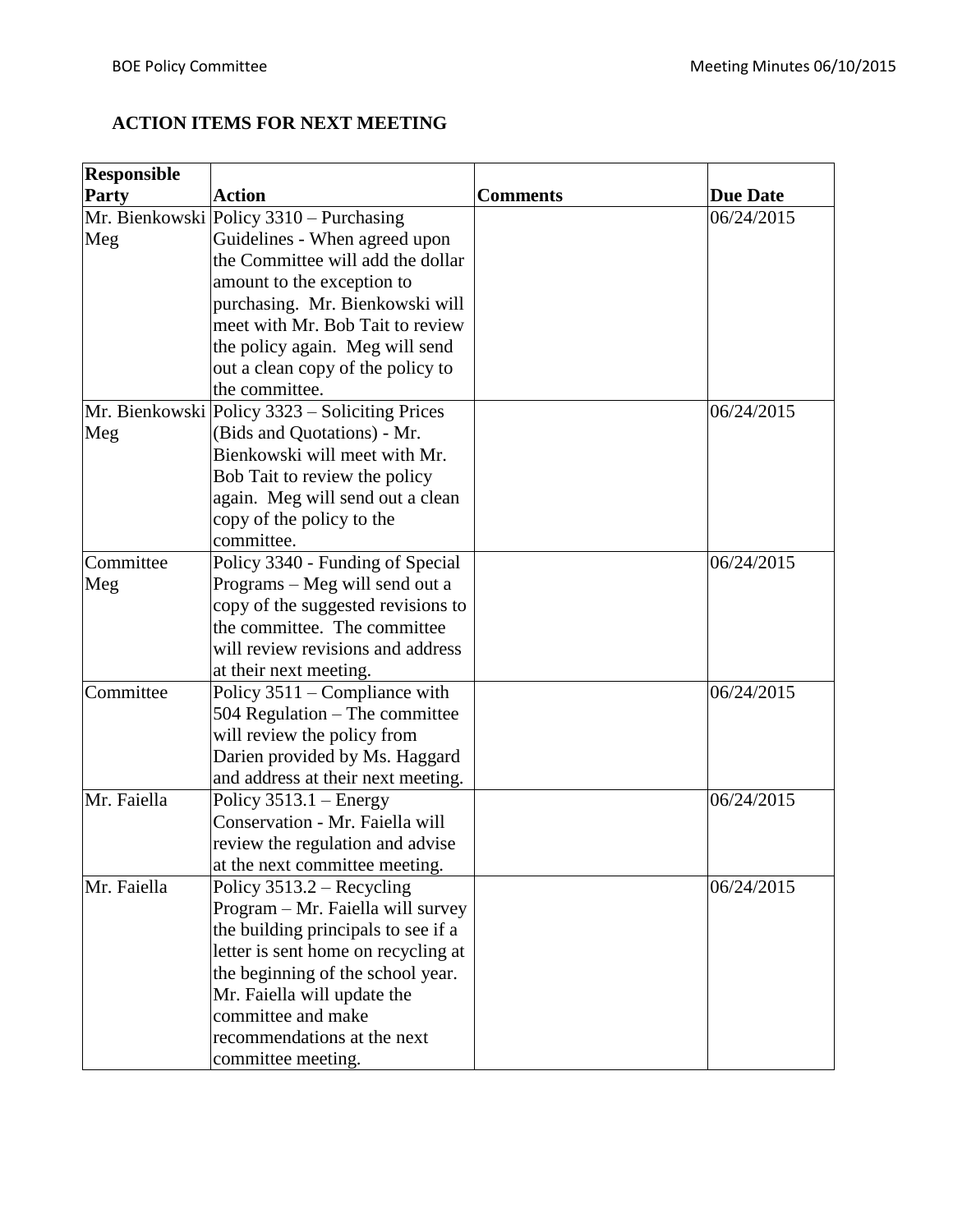## ACTION ITEMS FOR NEXT MEETING

| Responsible Party | Action | Comments | Due Date |
|---|---|---|---|
| Mr. Bienkowski Meg | Policy 3310 – Purchasing Guidelines - When agreed upon the Committee will add the dollar amount to the exception to purchasing. Mr. Bienkowski will meet with Mr. Bob Tait to review the policy again. Meg will send out a clean copy of the policy to the committee. | | 06/24/2015 |
| Mr. Bienkowski Meg | Policy 3323 – Soliciting Prices (Bids and Quotations) - Mr. Bienkowski will meet with Mr. Bob Tait to review the policy again. Meg will send out a clean copy of the policy to the committee. | | 06/24/2015 |
| Committee Meg | Policy 3340 - Funding of Special Programs – Meg will send out a copy of the suggested revisions to the committee. The committee will review revisions and address at their next meeting. | | 06/24/2015 |
| Committee | Policy 3511 – Compliance with 504 Regulation – The committee will review the policy from Darien provided by Ms. Haggard and address at their next meeting. | | 06/24/2015 |
| Mr. Faiella | Policy 3513.1 – Energy Conservation - Mr. Faiella will review the regulation and advise at the next committee meeting. | | 06/24/2015 |
| Mr. Faiella | Policy 3513.2 – Recycling Program – Mr. Faiella will survey the building principals to see if a letter is sent home on recycling at the beginning of the school year. Mr. Faiella will update the committee and make recommendations at the next committee meeting. | | 06/24/2015 |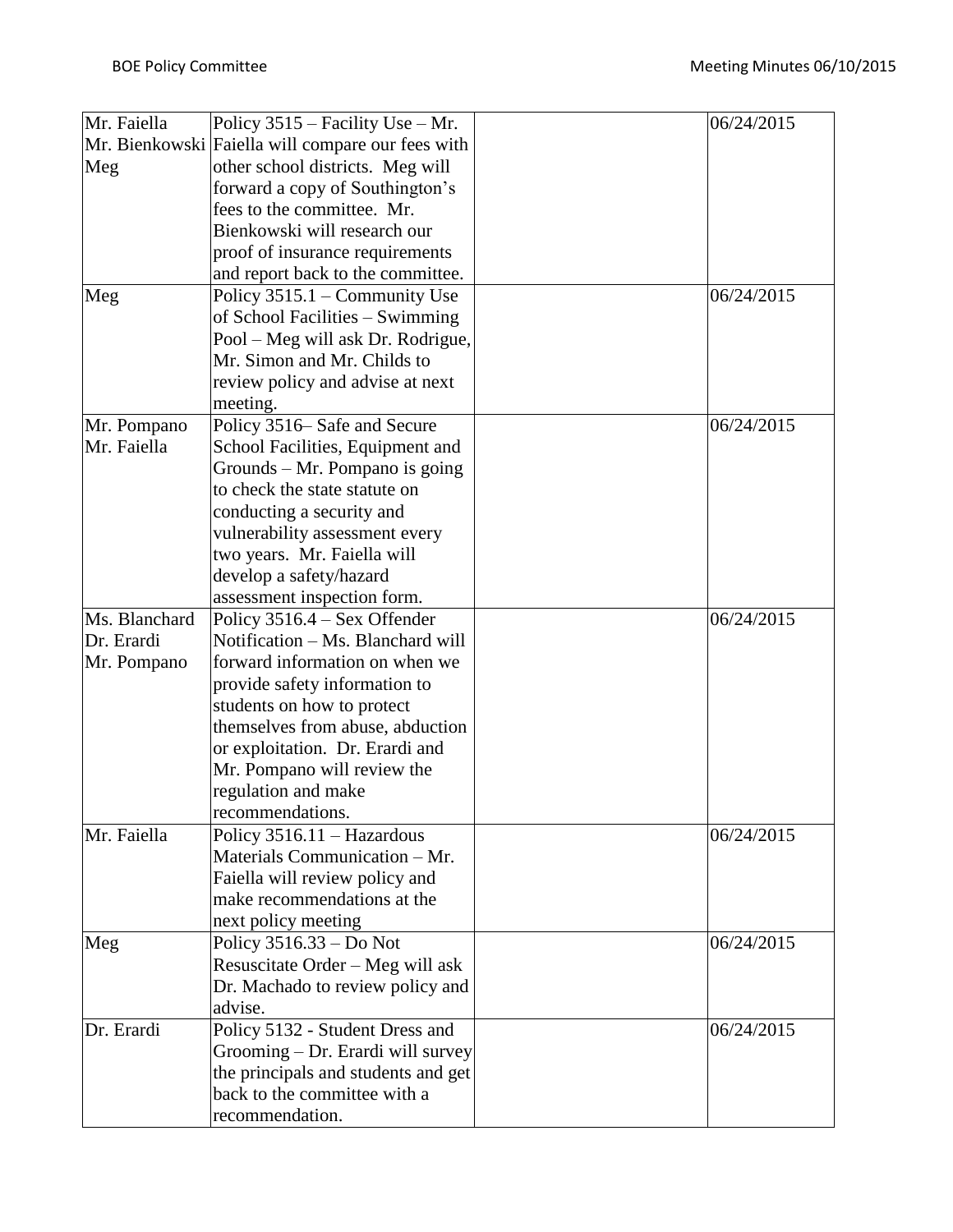| Mr. Faiella<br>Mr. Bienkowski<br>Meg | Policy 3515 – Facility Use – Mr. Faiella will compare our fees with other school districts. Meg will forward a copy of Southington's fees to the committee. Mr. Bienkowski will research our proof of insurance requirements and report back to the committee. | | 06/24/2015 |
|---|---|---|---|
| Meg | Policy 3515.1 – Community Use of School Facilities – Swimming Pool – Meg will ask Dr. Rodrigue, Mr. Simon and Mr. Childs to review policy and advise at next meeting. | | 06/24/2015 |
| Mr. Pompano<br>Mr. Faiella | Policy 3516– Safe and Secure School Facilities, Equipment and Grounds – Mr. Pompano is going to check the state statute on conducting a security and vulnerability assessment every two years. Mr. Faiella will develop a safety/hazard assessment inspection form. | | 06/24/2015 |
| Ms. Blanchard<br>Dr. Erardi<br>Mr. Pompano | Policy 3516.4 – Sex Offender Notification – Ms. Blanchard will forward information on when we provide safety information to students on how to protect themselves from abuse, abduction or exploitation. Dr. Erardi and Mr. Pompano will review the regulation and make recommendations. | | 06/24/2015 |
| Mr. Faiella | Policy 3516.11 – Hazardous Materials Communication – Mr. Faiella will review policy and make recommendations at the next policy meeting | | 06/24/2015 |
| Meg | Policy 3516.33 – Do Not Resuscitate Order – Meg will ask Dr. Machado to review policy and advise. | | 06/24/2015 |
| Dr. Erardi | Policy 5132 - Student Dress and Grooming – Dr. Erardi will survey the principals and students and get back to the committee with a recommendation. | | 06/24/2015 |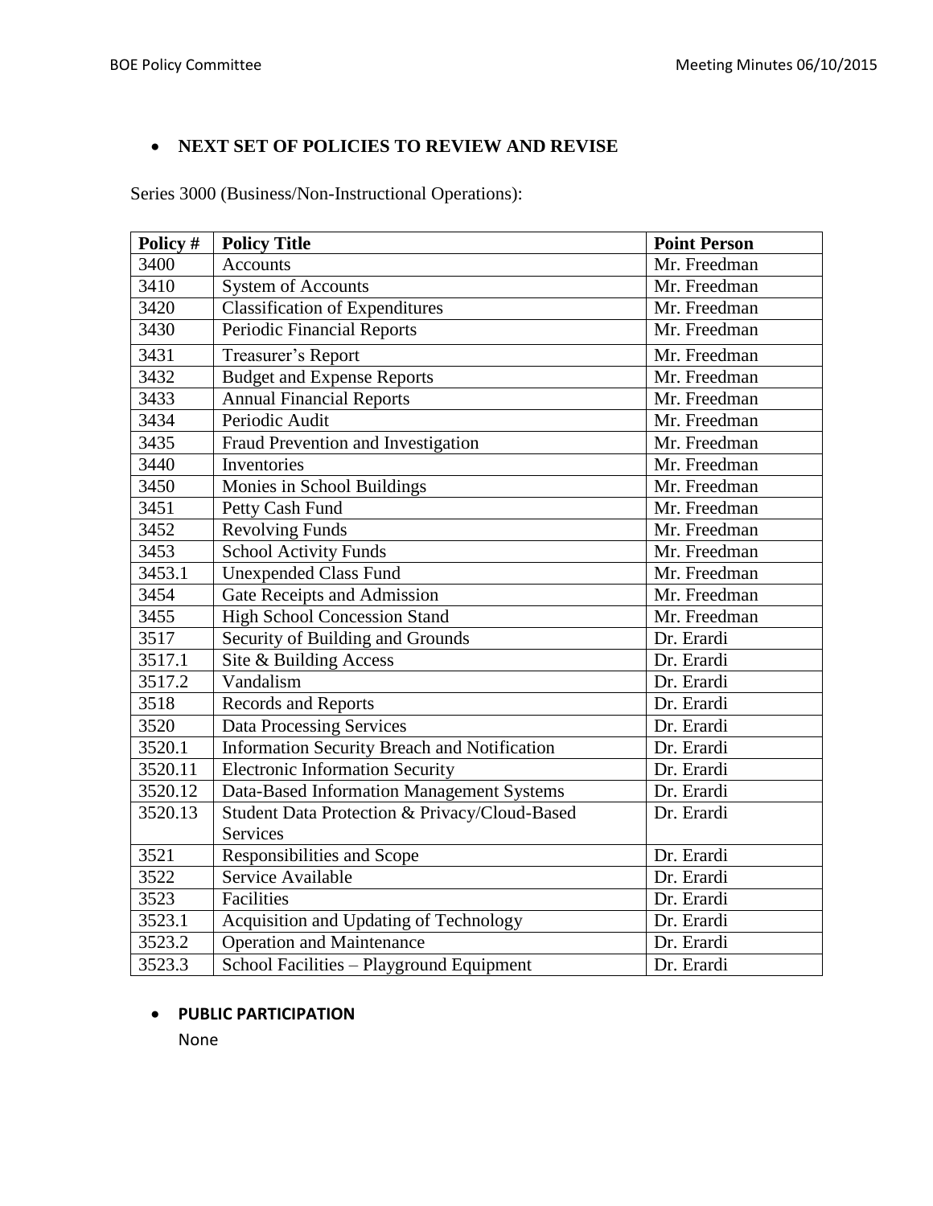- **NEXT SET OF POLICIES TO REVIEW AND REVISE**

Series 3000 (Business/Non-Instructional Operations):

| Policy # | Policy Title | Point Person |
|---|---|---|
| 3400 | Accounts | Mr. Freedman |
| 3410 | System of Accounts | Mr. Freedman |
| 3420 | Classification of Expenditures | Mr. Freedman |
| 3430 | Periodic Financial Reports | Mr. Freedman |
| 3431 | Treasurer's Report | Mr. Freedman |
| 3432 | Budget and Expense Reports | Mr. Freedman |
| 3433 | Annual Financial Reports | Mr. Freedman |
| 3434 | Periodic Audit | Mr. Freedman |
| 3435 | Fraud Prevention and Investigation | Mr. Freedman |
| 3440 | Inventories | Mr. Freedman |
| 3450 | Monies in School Buildings | Mr. Freedman |
| 3451 | Petty Cash Fund | Mr. Freedman |
| 3452 | Revolving Funds | Mr. Freedman |
| 3453 | School Activity Funds | Mr. Freedman |
| 3453.1 | Unexpended Class Fund | Mr. Freedman |
| 3454 | Gate Receipts and Admission | Mr. Freedman |
| 3455 | High School Concession Stand | Mr. Freedman |
| 3517 | Security of Building and Grounds | Dr. Erardi |
| 3517.1 | Site & Building Access | Dr. Erardi |
| 3517.2 | Vandalism | Dr. Erardi |
| 3518 | Records and Reports | Dr. Erardi |
| 3520 | Data Processing Services | Dr. Erardi |
| 3520.1 | Information Security Breach and Notification | Dr. Erardi |
| 3520.11 | Electronic Information Security | Dr. Erardi |
| 3520.12 | Data-Based Information Management Systems | Dr. Erardi |
| 3520.13 | Student Data Protection & Privacy/Cloud-Based Services | Dr. Erardi |
| 3521 | Responsibilities and Scope | Dr. Erardi |
| 3522 | Service Available | Dr. Erardi |
| 3523 | Facilities | Dr. Erardi |
| 3523.1 | Acquisition and Updating of Technology | Dr. Erardi |
| 3523.2 | Operation and Maintenance | Dr. Erardi |
| 3523.3 | School Facilities – Playground Equipment | Dr. Erardi |

- **PUBLIC PARTICIPATION**

  None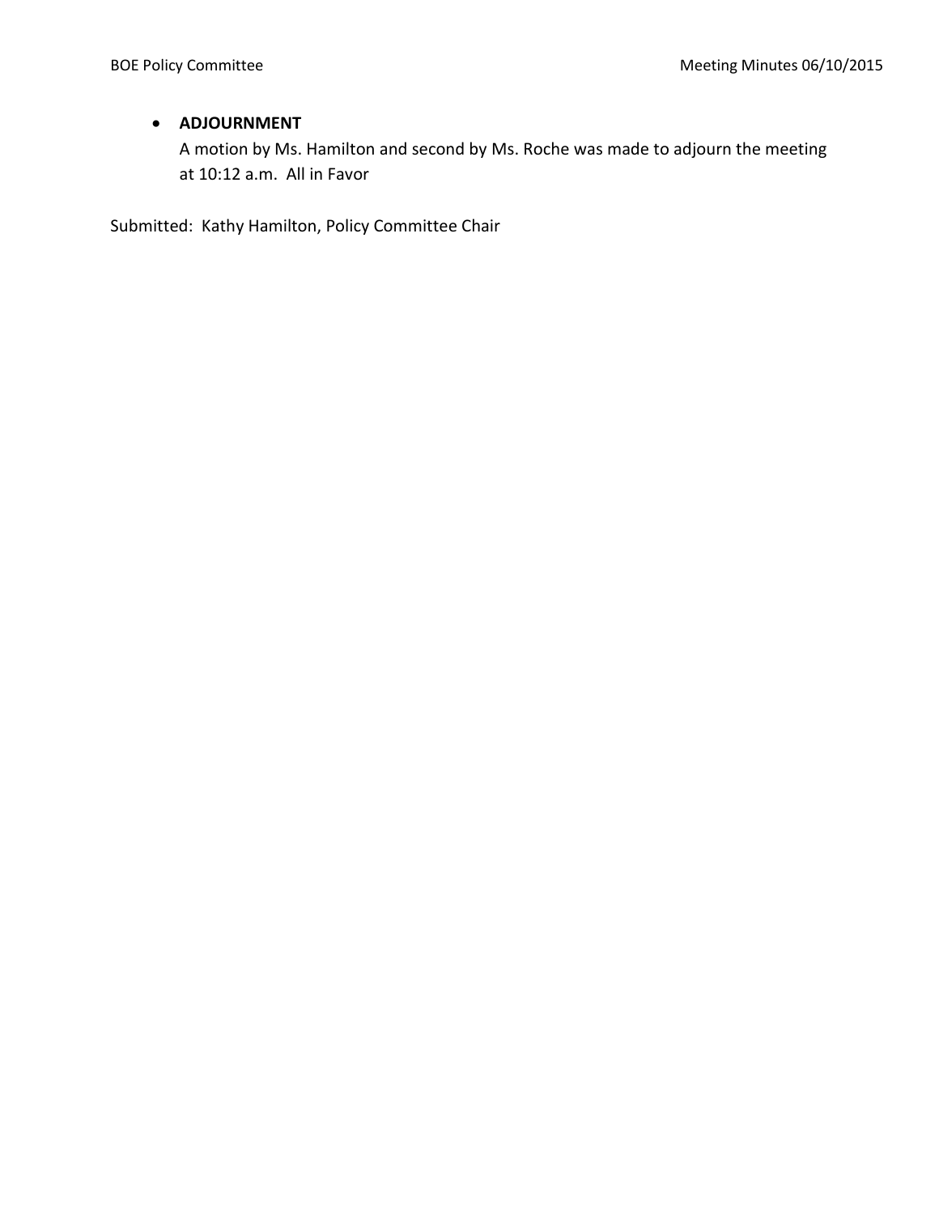- **ADJOURNMENT**
  A motion by Ms. Hamilton and second by Ms. Roche was made to adjourn the meeting at 10:12 a.m. All in Favor

Submitted: Kathy Hamilton, Policy Committee Chair